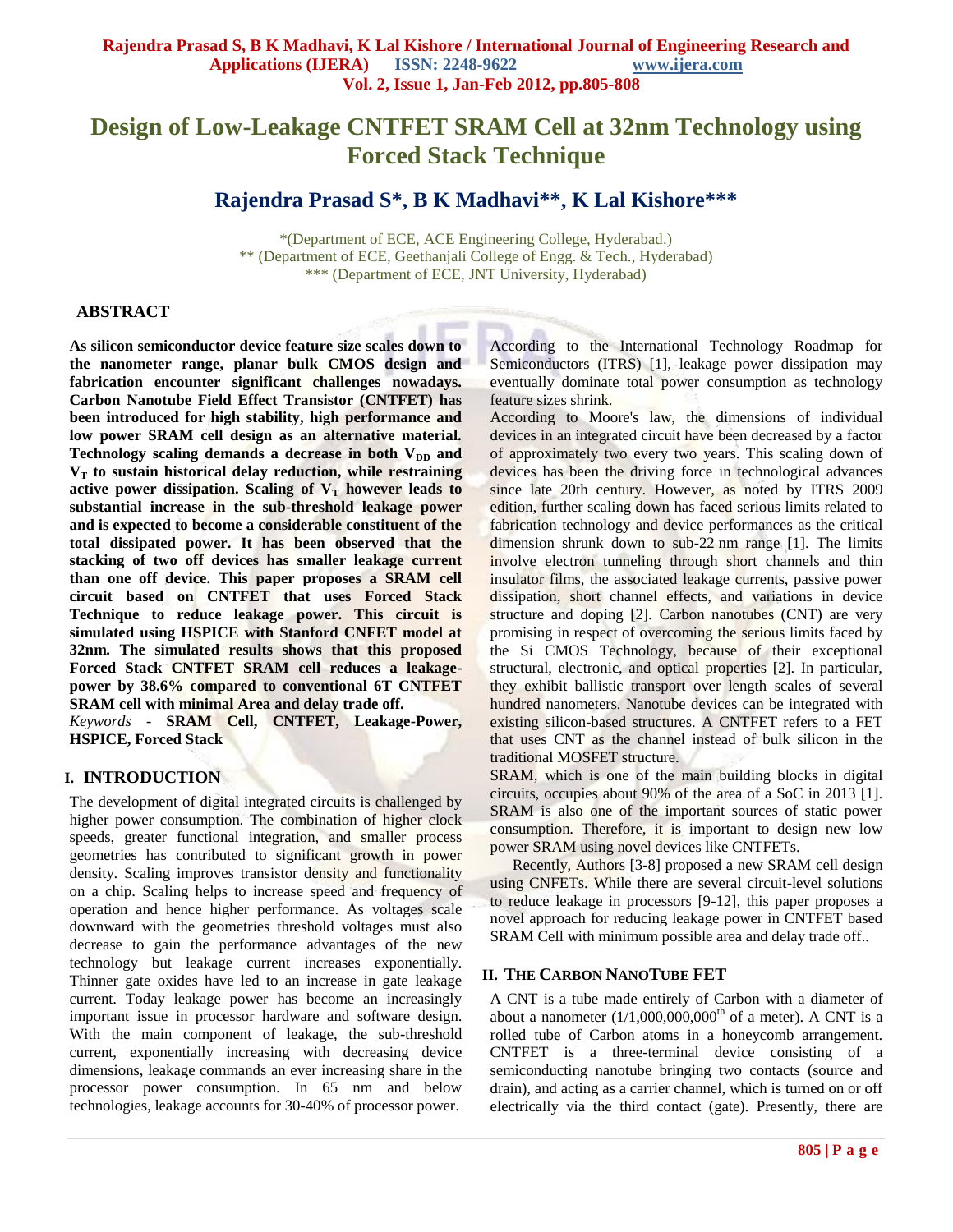# Design of Low-Leakage CNTFET SRAM Cell at 32nm Technology using Forced Stack Technique

## Rajendra Prasad S*, B K Madhavi**, K Lal Kishore***

*(Department of ECE, ACE Engineering College, Hyderabad.)
** (Department of ECE, Geethanjali College of Engg. & Tech., Hyderabad)
*** (Department of ECE, JNT University, Hyderabad)

### ABSTRACT

**As silicon semiconductor device feature size scales down to the nanometer range, planar bulk CMOS design and fabrication encounter significant challenges nowadays. Carbon Nanotube Field Effect Transistor (CNTFET) has been introduced for high stability, high performance and low power SRAM cell design as an alternative material. Technology scaling demands a decrease in both $V_{DD}$ and $V_T$ to sustain historical delay reduction, while restraining active power dissipation. Scaling of $V_T$ however leads to substantial increase in the sub-threshold leakage power and is expected to become a considerable constituent of the total dissipated power. It has been observed that the stacking of two off devices has smaller leakage current than one off device. This paper proposes a SRAM cell circuit based on CNTFET that uses Forced Stack Technique to reduce leakage power. This circuit is simulated using HSPICE with Stanford CNFET model at 32nm. The simulated results shows that this proposed Forced Stack CNTFET SRAM cell reduces a leakage-power by 38.6% compared to conventional 6T CNTFET SRAM cell with minimal Area and delay trade off.**

*Keywords* - **SRAM Cell, CNTFET, Leakage-Power, HSPICE, Forced Stack**

## I. INTRODUCTION

The development of digital integrated circuits is challenged by higher power consumption. The combination of higher clock speeds, greater functional integration, and smaller process geometries has contributed to significant growth in power density. Scaling improves transistor density and functionality on a chip. Scaling helps to increase speed and frequency of operation and hence higher performance. As voltages scale downward with the geometries threshold voltages must also decrease to gain the performance advantages of the new technology but leakage current increases exponentially. Thinner gate oxides have led to an increase in gate leakage current. Today leakage power has become an increasingly important issue in processor hardware and software design. With the main component of leakage, the sub-threshold current, exponentially increasing with decreasing device dimensions, leakage commands an ever increasing share in the processor power consumption. In 65 nm and below technologies, leakage accounts for 30-40% of processor power.

According to the International Technology Roadmap for Semiconductors (ITRS) [1], leakage power dissipation may eventually dominate total power consumption as technology feature sizes shrink.

According to Moore's law, the dimensions of individual devices in an integrated circuit have been decreased by a factor of approximately two every two years. This scaling down of devices has been the driving force in technological advances since late 20th century. However, as noted by ITRS 2009 edition, further scaling down has faced serious limits related to fabrication technology and device performances as the critical dimension shrunk down to sub-22 nm range [1]. The limits involve electron tunneling through short channels and thin insulator films, the associated leakage currents, passive power dissipation, short channel effects, and variations in device structure and doping [2]. Carbon nanotubes (CNT) are very promising in respect of overcoming the serious limits faced by the Si CMOS Technology, because of their exceptional structural, electronic, and optical properties [2]. In particular, they exhibit ballistic transport over length scales of several hundred nanometers. Nanotube devices can be integrated with existing silicon-based structures. A CNTFET refers to a FET that uses CNT as the channel instead of bulk silicon in the traditional MOSFET structure.

SRAM, which is one of the main building blocks in digital circuits, occupies about 90% of the area of a SoC in 2013 [1]. SRAM is also one of the important sources of static power consumption. Therefore, it is important to design new low power SRAM using novel devices like CNTFETs.

Recently, Authors [3-8] proposed a new SRAM cell design using CNFETs. While there are several circuit-level solutions to reduce leakage in processors [9-12], this paper proposes a novel approach for reducing leakage power in CNTFET based SRAM Cell with minimum possible area and delay trade off..

## II. THE CARBON NANOTUBE FET

A CNT is a tube made entirely of Carbon with a diameter of about a nanometer ($1/1{,}000{,}000{,}000^{th}$ of a meter). A CNT is a rolled tube of Carbon atoms in a honeycomb arrangement. CNTFET is a three-terminal device consisting of a semiconducting nanotube bringing two contacts (source and drain), and acting as a carrier channel, which is turned on or off electrically via the third contact (gate). Presently, there are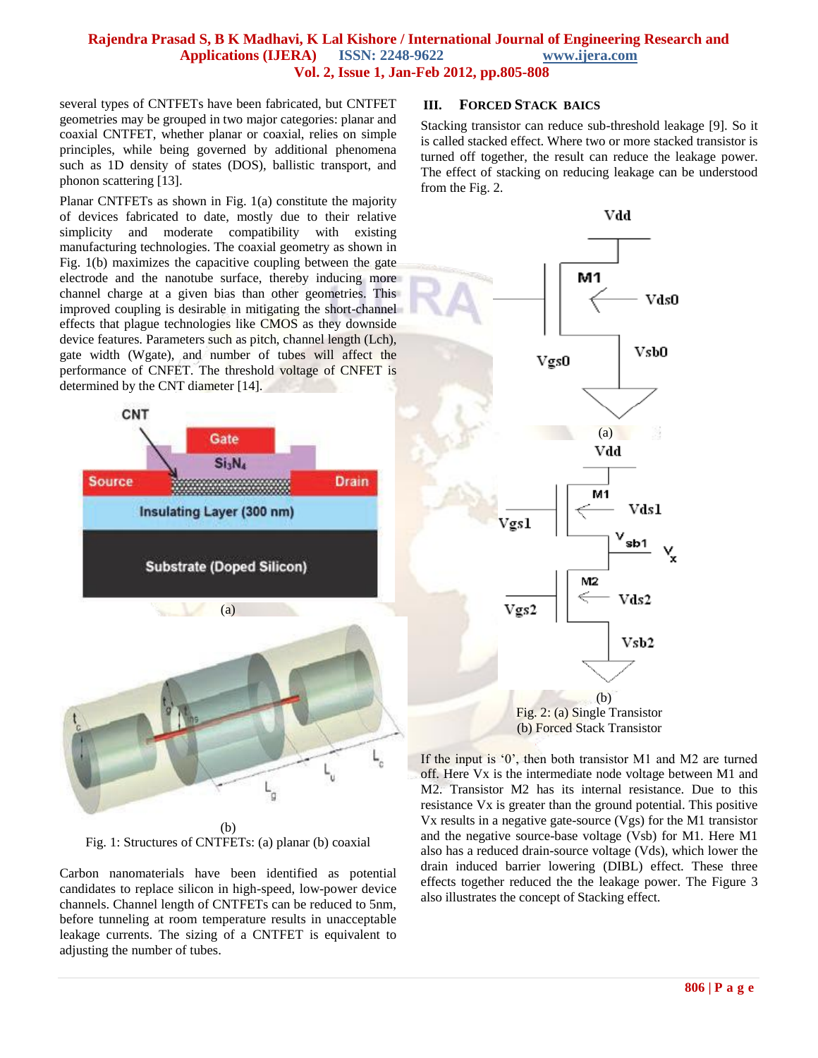several types of CNTFETs have been fabricated, but CNTFET geometries may be grouped in two major categories: planar and coaxial CNTFET, whether planar or coaxial, relies on simple principles, while being governed by additional phenomena such as 1D density of states (DOS), ballistic transport, and phonon scattering [13].

Planar CNTFETs as shown in Fig. 1(a) constitute the majority of devices fabricated to date, mostly due to their relative simplicity and moderate compatibility with existing manufacturing technologies. The coaxial geometry as shown in Fig. 1(b) maximizes the capacitive coupling between the gate electrode and the nanotube surface, thereby inducing more channel charge at a given bias than other geometries. This improved coupling is desirable in mitigating the short-channel effects that plague technologies like CMOS as they downside device features. Parameters such as pitch, channel length (Lch), gate width (Wgate), and number of tubes will affect the performance of CNFET. The threshold voltage of CNFET is determined by the CNT diameter [14].

(a)

(b)

Fig. 1: Structures of CNTFETs: (a) planar (b) coaxial

Carbon nanomaterials have been identified as potential candidates to replace silicon in high-speed, low-power device channels. Channel length of CNTFETs can be reduced to 5nm, before tunneling at room temperature results in unacceptable leakage currents. The sizing of a CNTFET is equivalent to adjusting the number of tubes.

## III. FORCED STACK BAICS

Stacking transistor can reduce sub-threshold leakage [9]. So it is called stacked effect. Where two or more stacked transistor is turned off together, the result can reduce the leakage power. The effect of stacking on reducing leakage can be understood from the Fig. 2.

(a)

(b)

Fig. 2: (a) Single Transistor
(b) Forced Stack Transistor

If the input is '0', then both transistor M1 and M2 are turned off. Here Vx is the intermediate node voltage between M1 and M2. Transistor M2 has its internal resistance. Due to this resistance Vx is greater than the ground potential. This positive Vx results in a negative gate-source (Vgs) for the M1 transistor and the negative source-base voltage (Vsb) for M1. Here M1 also has a reduced drain-source voltage (Vds), which lower the drain induced barrier lowering (DIBL) effect. These three effects together reduced the the leakage power. The Figure 3 also illustrates the concept of Stacking effect.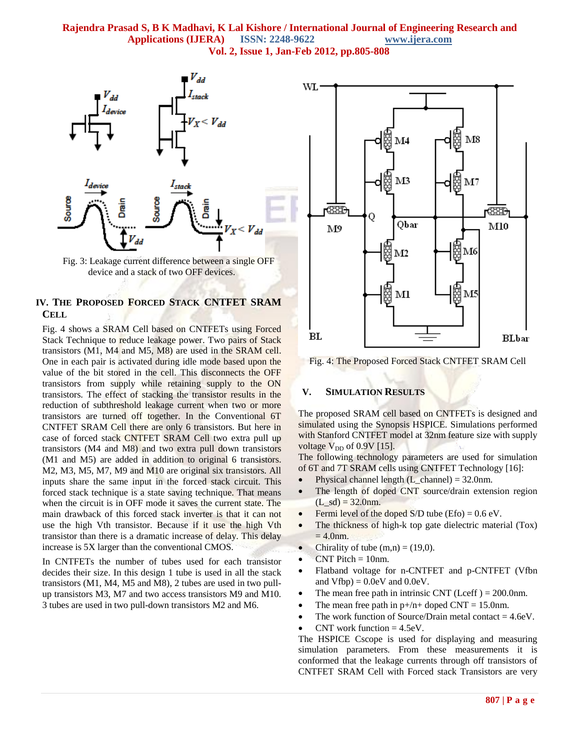Fig. 3: Leakage current difference between a single OFF device and a stack of two OFF devices.

## IV. The Proposed Forced Stack CNTFET SRAM Cell

Fig. 4 shows a SRAM Cell based on CNTFETs using Forced Stack Technique to reduce leakage power. Two pairs of Stack transistors (M1, M4 and M5, M8) are used in the SRAM cell. One in each pair is activated during idle mode based upon the value of the bit stored in the cell. This disconnects the OFF transistors from supply while retaining supply to the ON transistors. The effect of stacking the transistor results in the reduction of subthreshold leakage current when two or more transistors are turned off together. In the Conventional 6T CNTFET SRAM Cell there are only 6 transistors. But here in case of forced stack CNTFET SRAM Cell two extra pull up transistors (M4 and M8) and two extra pull down transistors (M1 and M5) are added in addition to original 6 transistors. M2, M3, M5, M7, M9 and M10 are original six transistors. All inputs share the same input in the forced stack circuit. This forced stack technique is a state saving technique. That means when the circuit is in OFF mode it saves the current state. The main drawback of this forced stack inverter is that it can not use the high Vth transistor. Because if it use the high Vth transistor than there is a dramatic increase of delay. This delay increase is 5X larger than the conventional CMOS.

In CNTFETs the number of tubes used for each transistor decides their size. In this design 1 tube is used in all the stack transistors (M1, M4, M5 and M8), 2 tubes are used in two pull-up transistors M3, M7 and two access transistors M9 and M10. 3 tubes are used in two pull-down transistors M2 and M6.

Fig. 4: The Proposed Forced Stack CNTFET SRAM Cell

## V. Simulation Results

The proposed SRAM cell based on CNTFETs is designed and simulated using the Synopsis HSPICE. Simulations performed with Stanford CNTFET model at 32nm feature size with supply voltage $V_{DD}$ of 0.9V [15].

The following technology parameters are used for simulation of 6T and 7T SRAM cells using CNTFET Technology [16]:

- Physical channel length (L_channel) = 32.0nm.
- The length of doped CNT source/drain extension region (L_sd) = 32.0nm.
- Fermi level of the doped S/D tube (Efo) = 0.6 eV.
- The thickness of high-k top gate dielectric material (Tox) = 4.0nm.
- Chirality of tube (m,n) = (19,0).
- CNT Pitch = 10nm.
- Flatband voltage for n-CNTFET and p-CNTFET (Vfbn and Vfbp) = 0.0eV and 0.0eV.
- The mean free path in intrinsic CNT (Lceff ) = 200.0nm.
- The mean free path in p+/n+ doped CNT = 15.0nm.
- The work function of Source/Drain metal contact = 4.6eV.
- CNT work function = 4.5eV.

The HSPICE Cscope is used for displaying and measuring simulation parameters. From these measurements it is conformed that the leakage currents through off transistors of CNTFET SRAM Cell with Forced stack Transistors are very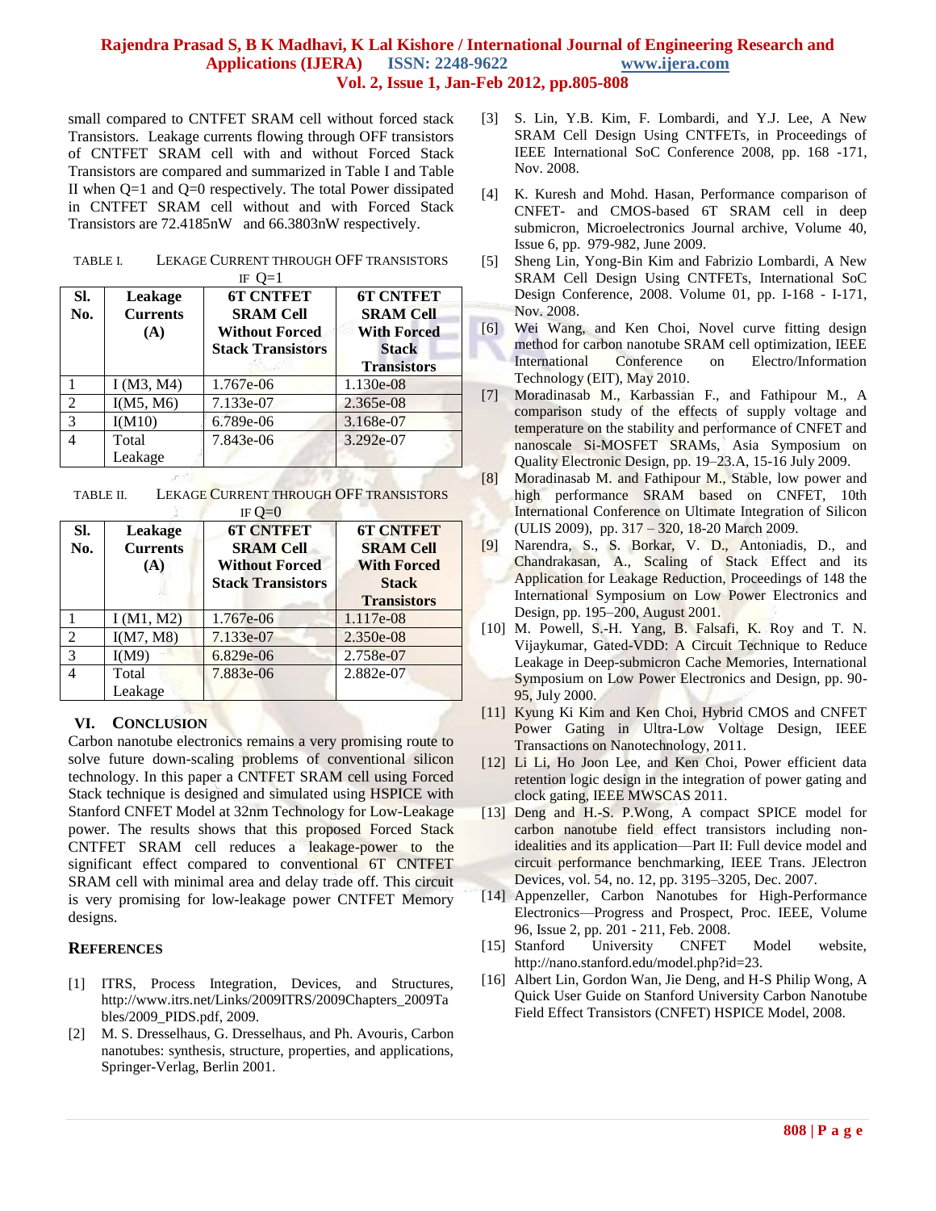small compared to CNTFET SRAM cell without forced stack Transistors. Leakage currents flowing through OFF transistors of CNTFET SRAM cell with and without Forced Stack Transistors are compared and summarized in Table I and Table II when Q=1 and Q=0 respectively. The total Power dissipated in CNTFET SRAM cell without and with Forced Stack Transistors are 72.4185nW and 66.3803nW respectively.

TABLE I. LEKAGE CURRENT THROUGH OFF TRANSISTORS IF Q=1

| Sl. No. | Leakage Currents (A) | 6T CNTFET SRAM Cell Without Forced Stack Transistors | 6T CNTFET SRAM Cell With Forced Stack Transistors |
|---|---|---|---|
| 1 | I (M3, M4) | 1.767e-06 | 1.130e-08 |
| 2 | I(M5, M6) | 7.133e-07 | 2.365e-08 |
| 3 | I(M10) | 6.789e-06 | 3.168e-07 |
| 4 | Total Leakage | 7.843e-06 | 3.292e-07 |

TABLE II. LEKAGE CURRENT THROUGH OFF TRANSISTORS IF Q=0

| Sl. No. | Leakage Currents (A) | 6T CNTFET SRAM Cell Without Forced Stack Transistors | 6T CNTFET SRAM Cell With Forced Stack Transistors |
|---|---|---|---|
| 1 | I (M1, M2) | 1.767e-06 | 1.117e-08 |
| 2 | I(M7, M8) | 7.133e-07 | 2.350e-08 |
| 3 | I(M9) | 6.829e-06 | 2.758e-07 |
| 4 | Total Leakage | 7.883e-06 | 2.882e-07 |

## VI. CONCLUSION

Carbon nanotube electronics remains a very promising route to solve future down-scaling problems of conventional silicon technology. In this paper a CNTFET SRAM cell using Forced Stack technique is designed and simulated using HSPICE with Stanford CNFET Model at 32nm Technology for Low-Leakage power. The results shows that this proposed Forced Stack CNTFET SRAM cell reduces a leakage-power to the significant effect compared to conventional 6T CNTFET SRAM cell with minimal area and delay trade off. This circuit is very promising for low-leakage power CNTFET Memory designs.

## REFERENCES

[1] ITRS, Process Integration, Devices, and Structures, http://www.itrs.net/Links/2009ITRS/2009Chapters_2009Tables/2009_PIDS.pdf, 2009.

[2] M. S. Dresselhaus, G. Dresselhaus, and Ph. Avouris, Carbon nanotubes: synthesis, structure, properties, and applications, Springer-Verlag, Berlin 2001.

[3] S. Lin, Y.B. Kim, F. Lombardi, and Y.J. Lee, A New SRAM Cell Design Using CNTFETs, in Proceedings of IEEE International SoC Conference 2008, pp. 168 -171, Nov. 2008.

[4] K. Kuresh and Mohd. Hasan, Performance comparison of CNFET- and CMOS-based 6T SRAM cell in deep submicron, Microelectronics Journal archive, Volume 40, Issue 6, pp. 979-982, June 2009.

[5] Sheng Lin, Yong-Bin Kim and Fabrizio Lombardi, A New SRAM Cell Design Using CNTFETs, International SoC Design Conference, 2008. Volume 01, pp. I-168 - I-171, Nov. 2008.

[6] Wei Wang, and Ken Choi, Novel curve fitting design method for carbon nanotube SRAM cell optimization, IEEE International Conference on Electro/Information Technology (EIT), May 2010.

[7] Moradinasab M., Karbassian F., and Fathipour M., A comparison study of the effects of supply voltage and temperature on the stability and performance of CNFET and nanoscale Si-MOSFET SRAMs, Asia Symposium on Quality Electronic Design, pp. 19–23.A, 15-16 July 2009.

[8] Moradinasab M. and Fathipour M., Stable, low power and high performance SRAM based on CNFET, 10th International Conference on Ultimate Integration of Silicon (ULIS 2009), pp. 317 – 320, 18-20 March 2009.

[9] Narendra, S., S. Borkar, V. D., Antoniadis, D., and Chandrakasan, A., Scaling of Stack Effect and its Application for Leakage Reduction, Proceedings of 148 the International Symposium on Low Power Electronics and Design, pp. 195–200, August 2001.

[10] M. Powell, S.-H. Yang, B. Falsafi, K. Roy and T. N. Vijaykumar, Gated-VDD: A Circuit Technique to Reduce Leakage in Deep-submicron Cache Memories, International Symposium on Low Power Electronics and Design, pp. 90-95, July 2000.

[11] Kyung Ki Kim and Ken Choi, Hybrid CMOS and CNFET Power Gating in Ultra-Low Voltage Design, IEEE Transactions on Nanotechnology, 2011.

[12] Li Li, Ho Joon Lee, and Ken Choi, Power efficient data retention logic design in the integration of power gating and clock gating, IEEE MWSCAS 2011.

[13] Deng and H.-S. P.Wong, A compact SPICE model for carbon nanotube field effect transistors including non-idealities and its application—Part II: Full device model and circuit performance benchmarking, IEEE Trans. JElectron Devices, vol. 54, no. 12, pp. 3195–3205, Dec. 2007.

[14] Appenzeller, Carbon Nanotubes for High-Performance Electronics—Progress and Prospect, Proc. IEEE, Volume 96, Issue 2, pp. 201 - 211, Feb. 2008.

[15] Stanford University CNFET Model website, http://nano.stanford.edu/model.php?id=23.

[16] Albert Lin, Gordon Wan, Jie Deng, and H-S Philip Wong, A Quick User Guide on Stanford University Carbon Nanotube Field Effect Transistors (CNFET) HSPICE Model, 2008.